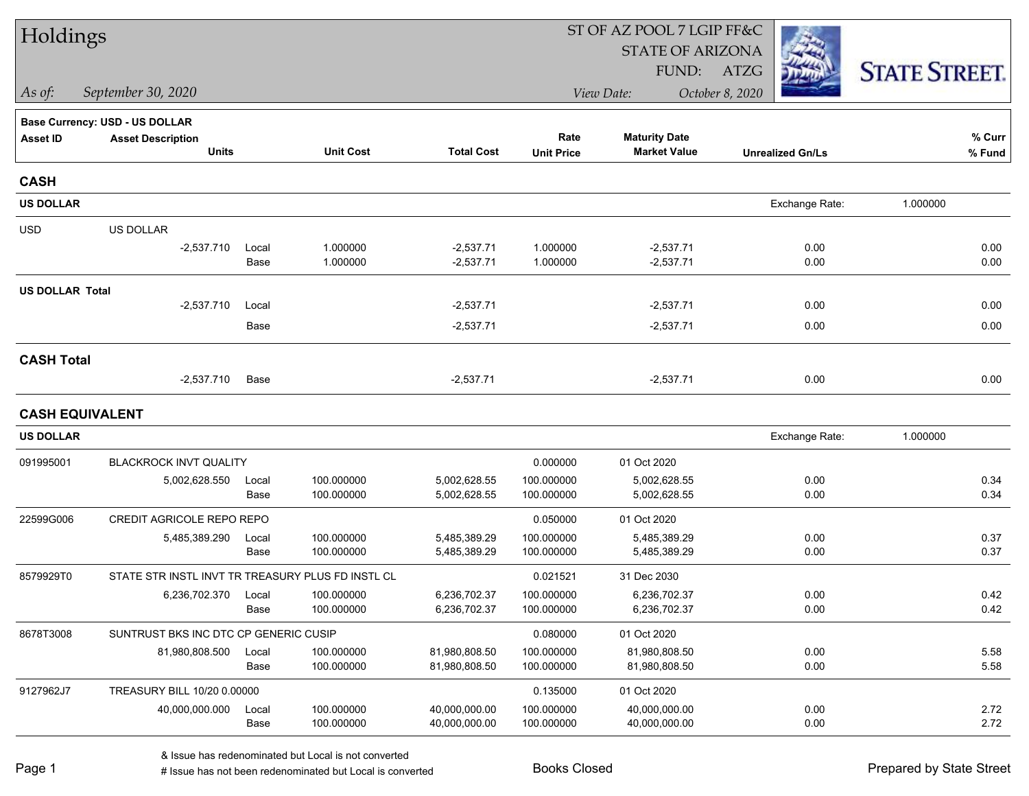# Holdings

ST OF AZ POOL 7 LGIP FF&C
STATE OF ARIZONA
FUND: ATZG

*As of:* *September 30, 2020*

*View Date:* *October 8, 2020*

**Base Currency: USD - US DOLLAR**

| Asset ID | Asset Description / Units | | Unit Cost | Total Cost | Rate / Unit Price | Maturity Date / Market Value | Unrealized Gn/Ls | % Curr / % Fund |
|---|---|---|---|---|---|---|---|---|
| **CASH** | | | | | | | | |
| **US DOLLAR** | | | | | | | Exchange Rate: | 1.000000 |
| USD | US DOLLAR | | | | | | | |
| | -2,537.710 | Local | 1.000000 | -2,537.71 | 1.000000 | -2,537.71 | 0.00 | 0.00 |
| | | Base | 1.000000 | -2,537.71 | 1.000000 | -2,537.71 | 0.00 | 0.00 |
| **US DOLLAR Total** | | | | | | | | |
| | -2,537.710 | Local | | -2,537.71 | | -2,537.71 | 0.00 | 0.00 |
| | | Base | | -2,537.71 | | -2,537.71 | 0.00 | 0.00 |
| **CASH Total** | | | | | | | | |
| | -2,537.710 | Base | | -2,537.71 | | -2,537.71 | 0.00 | 0.00 |
| **CASH EQUIVALENT** | | | | | | | | |
| **US DOLLAR** | | | | | | | Exchange Rate: | 1.000000 |
| 091995001 | BLACKROCK INVT QUALITY | | | | 0.000000 | 01 Oct 2020 | | |
| | 5,002,628.550 | Local | 100.000000 | 5,002,628.55 | 100.000000 | 5,002,628.55 | 0.00 | 0.34 |
| | | Base | 100.000000 | 5,002,628.55 | 100.000000 | 5,002,628.55 | 0.00 | 0.34 |
| 22599G006 | CREDIT AGRICOLE REPO REPO | | | | 0.050000 | 01 Oct 2020 | | |
| | 5,485,389.290 | Local | 100.000000 | 5,485,389.29 | 100.000000 | 5,485,389.29 | 0.00 | 0.37 |
| | | Base | 100.000000 | 5,485,389.29 | 100.000000 | 5,485,389.29 | 0.00 | 0.37 |
| 8579929T0 | STATE STR INSTL INVT TR TREASURY PLUS FD INSTL CL | | | | 0.021521 | 31 Dec 2030 | | |
| | 6,236,702.370 | Local | 100.000000 | 6,236,702.37 | 100.000000 | 6,236,702.37 | 0.00 | 0.42 |
| | | Base | 100.000000 | 6,236,702.37 | 100.000000 | 6,236,702.37 | 0.00 | 0.42 |
| 8678T3008 | SUNTRUST BKS INC DTC CP GENERIC CUSIP | | | | 0.080000 | 01 Oct 2020 | | |
| | 81,980,808.500 | Local | 100.000000 | 81,980,808.50 | 100.000000 | 81,980,808.50 | 0.00 | 5.58 |
| | | Base | 100.000000 | 81,980,808.50 | 100.000000 | 81,980,808.50 | 0.00 | 5.58 |
| 9127962J7 | TREASURY BILL 10/20 0.00000 | | | | 0.135000 | 01 Oct 2020 | | |
| | 40,000,000.000 | Local | 100.000000 | 40,000,000.00 | 100.000000 | 40,000,000.00 | 0.00 | 2.72 |
| | | Base | 100.000000 | 40,000,000.00 | 100.000000 | 40,000,000.00 | 0.00 | 2.72 |

& Issue has redenominated but Local is not converted

# Issue has not been redenominated but Local is converted

Books Closed

Prepared by State Street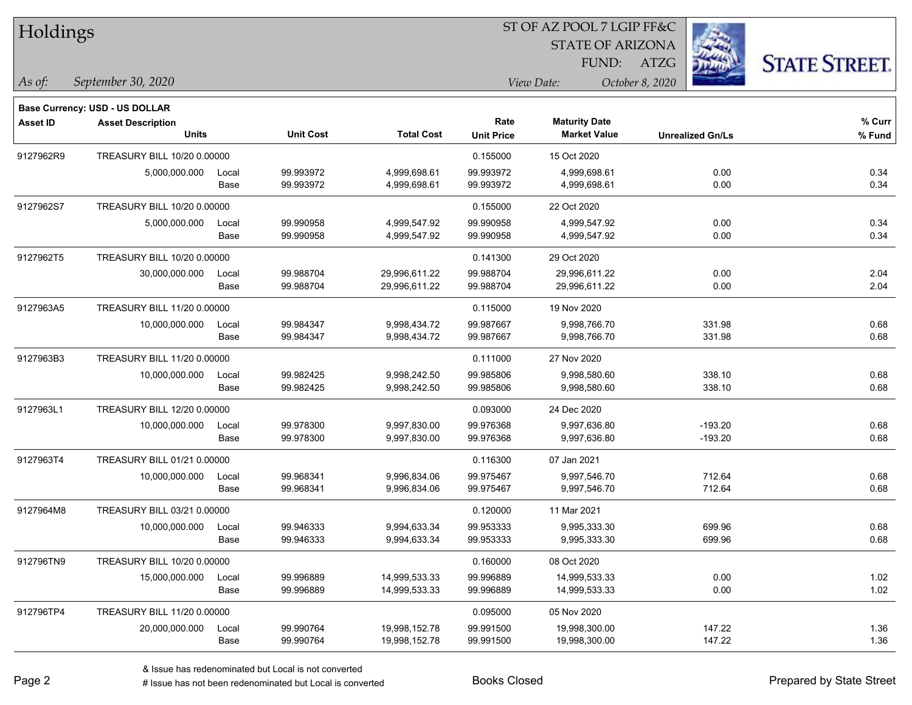# Holdings

ST OF AZ POOL 7 LGIP FF&C
STATE OF ARIZONA
FUND: ATZG

*As of:* *September 30, 2020*

*View Date:* *October 8, 2020*

**Base Currency: USD - US DOLLAR**

| Asset ID | Asset Description / Units | | Unit Cost | Total Cost | Rate / Unit Price | Maturity Date / Market Value | Unrealized Gn/Ls | % Curr / % Fund |
|---|---|---|---|---|---|---|---|---|
| 9127962R9 | TREASURY BILL 10/20 0.00000 | | | | 0.155000 | 15 Oct 2020 | | |
| | 5,000,000.000 | Local | 99.993972 | 4,999,698.61 | 99.993972 | 4,999,698.61 | 0.00 | 0.34 |
| | | Base | 99.993972 | 4,999,698.61 | 99.993972 | 4,999,698.61 | 0.00 | 0.34 |
| 9127962S7 | TREASURY BILL 10/20 0.00000 | | | | 0.155000 | 22 Oct 2020 | | |
| | 5,000,000.000 | Local | 99.990958 | 4,999,547.92 | 99.990958 | 4,999,547.92 | 0.00 | 0.34 |
| | | Base | 99.990958 | 4,999,547.92 | 99.990958 | 4,999,547.92 | 0.00 | 0.34 |
| 9127962T5 | TREASURY BILL 10/20 0.00000 | | | | 0.141300 | 29 Oct 2020 | | |
| | 30,000,000.000 | Local | 99.988704 | 29,996,611.22 | 99.988704 | 29,996,611.22 | 0.00 | 2.04 |
| | | Base | 99.988704 | 29,996,611.22 | 99.988704 | 29,996,611.22 | 0.00 | 2.04 |
| 9127963A5 | TREASURY BILL 11/20 0.00000 | | | | 0.115000 | 19 Nov 2020 | | |
| | 10,000,000.000 | Local | 99.984347 | 9,998,434.72 | 99.987667 | 9,998,766.70 | 331.98 | 0.68 |
| | | Base | 99.984347 | 9,998,434.72 | 99.987667 | 9,998,766.70 | 331.98 | 0.68 |
| 9127963B3 | TREASURY BILL 11/20 0.00000 | | | | 0.111000 | 27 Nov 2020 | | |
| | 10,000,000.000 | Local | 99.982425 | 9,998,242.50 | 99.985806 | 9,998,580.60 | 338.10 | 0.68 |
| | | Base | 99.982425 | 9,998,242.50 | 99.985806 | 9,998,580.60 | 338.10 | 0.68 |
| 9127963L1 | TREASURY BILL 12/20 0.00000 | | | | 0.093000 | 24 Dec 2020 | | |
| | 10,000,000.000 | Local | 99.978300 | 9,997,830.00 | 99.976368 | 9,997,636.80 | -193.20 | 0.68 |
| | | Base | 99.978300 | 9,997,830.00 | 99.976368 | 9,997,636.80 | -193.20 | 0.68 |
| 9127963T4 | TREASURY BILL 01/21 0.00000 | | | | 0.116300 | 07 Jan 2021 | | |
| | 10,000,000.000 | Local | 99.968341 | 9,996,834.06 | 99.975467 | 9,997,546.70 | 712.64 | 0.68 |
| | | Base | 99.968341 | 9,996,834.06 | 99.975467 | 9,997,546.70 | 712.64 | 0.68 |
| 9127964M8 | TREASURY BILL 03/21 0.00000 | | | | 0.120000 | 11 Mar 2021 | | |
| | 10,000,000.000 | Local | 99.946333 | 9,994,633.34 | 99.953333 | 9,995,333.30 | 699.96 | 0.68 |
| | | Base | 99.946333 | 9,994,633.34 | 99.953333 | 9,995,333.30 | 699.96 | 0.68 |
| 912796TN9 | TREASURY BILL 10/20 0.00000 | | | | 0.160000 | 08 Oct 2020 | | |
| | 15,000,000.000 | Local | 99.996889 | 14,999,533.33 | 99.996889 | 14,999,533.33 | 0.00 | 1.02 |
| | | Base | 99.996889 | 14,999,533.33 | 99.996889 | 14,999,533.33 | 0.00 | 1.02 |
| 912796TP4 | TREASURY BILL 11/20 0.00000 | | | | 0.095000 | 05 Nov 2020 | | |
| | 20,000,000.000 | Local | 99.990764 | 19,998,152.78 | 99.991500 | 19,998,300.00 | 147.22 | 1.36 |
| | | Base | 99.990764 | 19,998,152.78 | 99.991500 | 19,998,300.00 | 147.22 | 1.36 |

& Issue has redenominated but Local is not converted
# Issue has not been redenominated but Local is converted

Books Closed

Prepared by State Street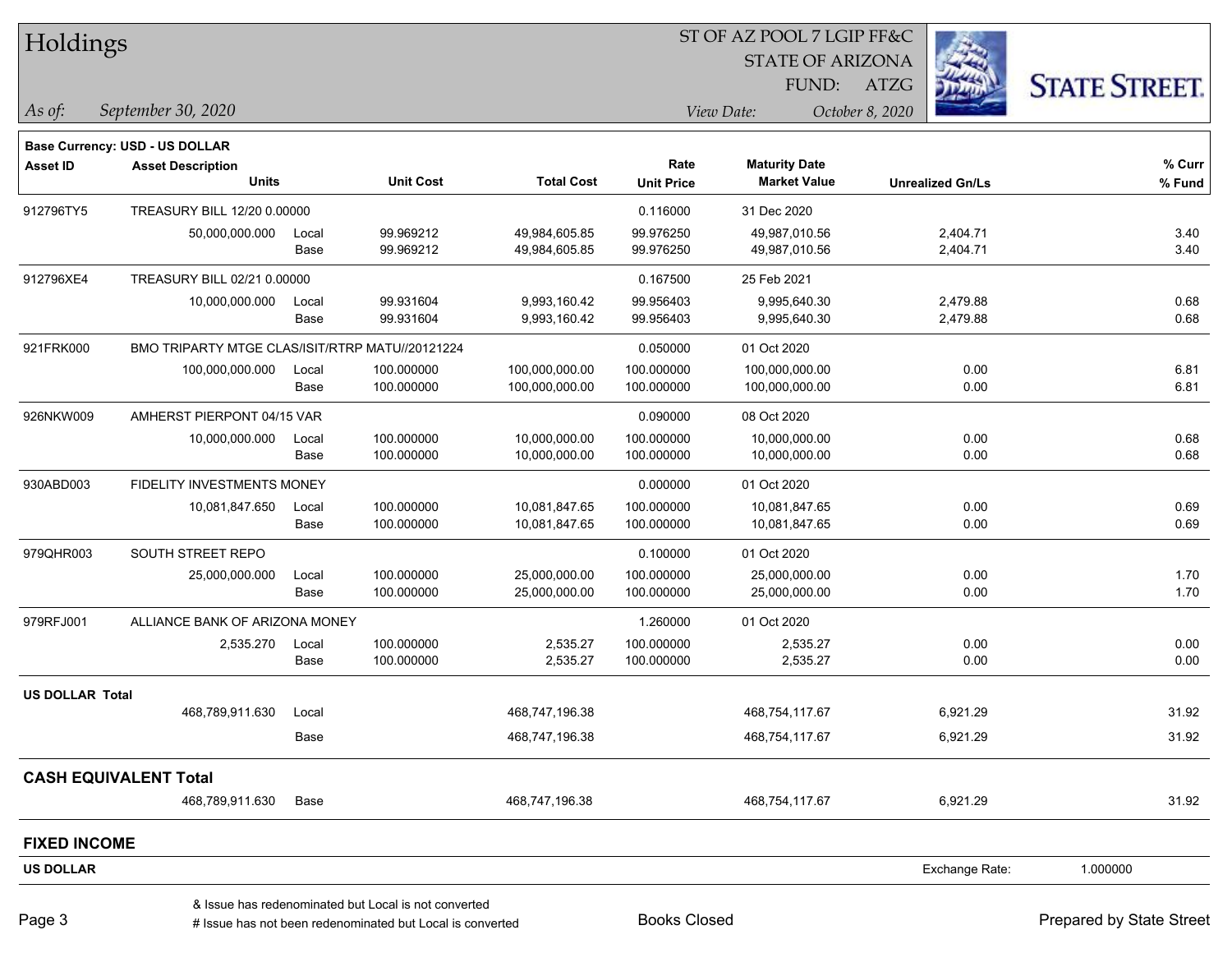# Holdings

ST OF AZ POOL 7 LGIP FF&C
STATE OF ARIZONA
FUND: ATZG

*As of:* *September 30, 2020*
*View Date:* *October 8, 2020*

**Base Currency: USD - US DOLLAR**

| Asset ID | Asset Description / Units | | Unit Cost | Total Cost | Rate / Unit Price | Maturity Date / Market Value | Unrealized Gn/Ls | % Curr / % Fund |
|---|---|---|---|---|---|---|---|---|
| 912796TY5 | TREASURY BILL 12/20 0.00000 | | | | 0.116000 | 31 Dec 2020 | | |
| | 50,000,000.000 | Local | 99.969212 | 49,984,605.85 | 99.976250 | 49,987,010.56 | 2,404.71 | 3.40 |
| | | Base | 99.969212 | 49,984,605.85 | 99.976250 | 49,987,010.56 | 2,404.71 | 3.40 |
| 912796XE4 | TREASURY BILL 02/21 0.00000 | | | | 0.167500 | 25 Feb 2021 | | |
| | 10,000,000.000 | Local | 99.931604 | 9,993,160.42 | 99.956403 | 9,995,640.30 | 2,479.88 | 0.68 |
| | | Base | 99.931604 | 9,993,160.42 | 99.956403 | 9,995,640.30 | 2,479.88 | 0.68 |
| 921FRK000 | BMO TRIPARTY MTGE CLAS/ISIT/RTRP MATU//20121224 | | | | 0.050000 | 01 Oct 2020 | | |
| | 100,000,000.000 | Local | 100.000000 | 100,000,000.00 | 100.000000 | 100,000,000.00 | 0.00 | 6.81 |
| | | Base | 100.000000 | 100,000,000.00 | 100.000000 | 100,000,000.00 | 0.00 | 6.81 |
| 926NKW009 | AMHERST PIERPONT 04/15 VAR | | | | 0.090000 | 08 Oct 2020 | | |
| | 10,000,000.000 | Local | 100.000000 | 10,000,000.00 | 100.000000 | 10,000,000.00 | 0.00 | 0.68 |
| | | Base | 100.000000 | 10,000,000.00 | 100.000000 | 10,000,000.00 | 0.00 | 0.68 |
| 930ABD003 | FIDELITY INVESTMENTS MONEY | | | | 0.000000 | 01 Oct 2020 | | |
| | 10,081,847.650 | Local | 100.000000 | 10,081,847.65 | 100.000000 | 10,081,847.65 | 0.00 | 0.69 |
| | | Base | 100.000000 | 10,081,847.65 | 100.000000 | 10,081,847.65 | 0.00 | 0.69 |
| 979QHR003 | SOUTH STREET REPO | | | | 0.100000 | 01 Oct 2020 | | |
| | 25,000,000.000 | Local | 100.000000 | 25,000,000.00 | 100.000000 | 25,000,000.00 | 0.00 | 1.70 |
| | | Base | 100.000000 | 25,000,000.00 | 100.000000 | 25,000,000.00 | 0.00 | 1.70 |
| 979RFJ001 | ALLIANCE BANK OF ARIZONA MONEY | | | | 1.260000 | 01 Oct 2020 | | |
| | 2,535.270 | Local | 100.000000 | 2,535.27 | 100.000000 | 2,535.27 | 0.00 | 0.00 |
| | | Base | 100.000000 | 2,535.27 | 100.000000 | 2,535.27 | 0.00 | 0.00 |
| **US DOLLAR Total** | | | | | | | | |
| | 468,789,911.630 | Local | | 468,747,196.38 | | 468,754,117.67 | 6,921.29 | 31.92 |
| | | Base | | 468,747,196.38 | | 468,754,117.67 | 6,921.29 | 31.92 |
| **CASH EQUIVALENT Total** | | | | | | | | |
| | 468,789,911.630 | Base | | 468,747,196.38 | | 468,754,117.67 | 6,921.29 | 31.92 |

## FIXED INCOME

**US DOLLAR** Exchange Rate: 1.000000

& Issue has redenominated but Local is not converted
# Issue has not been redenominated but Local is converted

Books Closed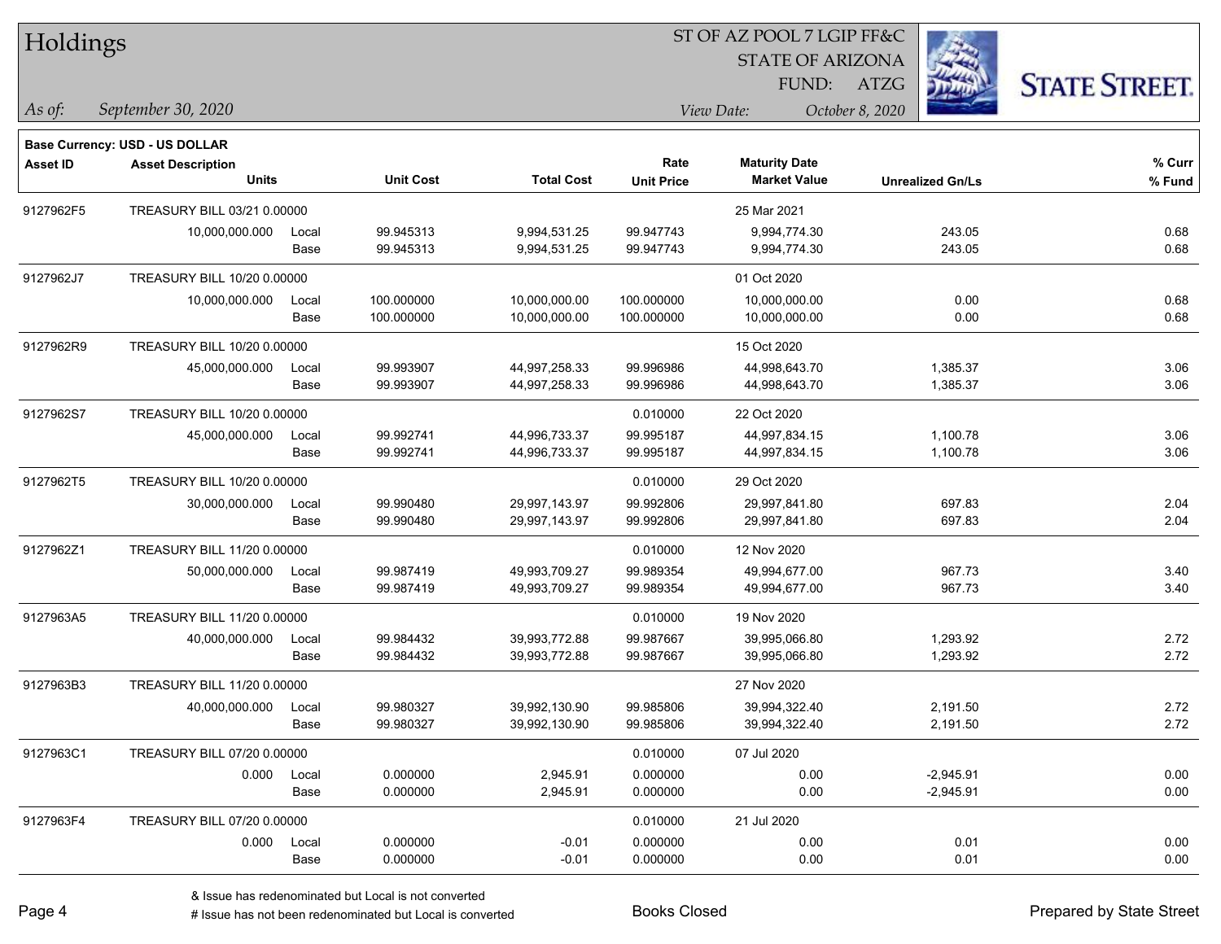# Holdings

ST OF AZ POOL 7 LGIP FF&C
STATE OF ARIZONA
FUND: ATZG

*As of:* *September 30, 2020*
*View Date:* *October 8, 2020*

**Base Currency: USD - US DOLLAR**

| Asset ID | Asset Description / Units | | Unit Cost | Total Cost | Rate / Unit Price | Maturity Date / Market Value | Unrealized Gn/Ls | % Curr / % Fund |
|---|---|---|---|---|---|---|---|---|
| 9127962F5 | TREASURY BILL 03/21 0.00000 | | | | | 25 Mar 2021 | | |
| | 10,000,000.000 | Local | 99.945313 | 9,994,531.25 | 99.947743 | 9,994,774.30 | 243.05 | 0.68 |
| | | Base | 99.945313 | 9,994,531.25 | 99.947743 | 9,994,774.30 | 243.05 | 0.68 |
| 9127962J7 | TREASURY BILL 10/20 0.00000 | | | | | 01 Oct 2020 | | |
| | 10,000,000.000 | Local | 100.000000 | 10,000,000.00 | 100.000000 | 10,000,000.00 | 0.00 | 0.68 |
| | | Base | 100.000000 | 10,000,000.00 | 100.000000 | 10,000,000.00 | 0.00 | 0.68 |
| 9127962R9 | TREASURY BILL 10/20 0.00000 | | | | | 15 Oct 2020 | | |
| | 45,000,000.000 | Local | 99.993907 | 44,997,258.33 | 99.996986 | 44,998,643.70 | 1,385.37 | 3.06 |
| | | Base | 99.993907 | 44,997,258.33 | 99.996986 | 44,998,643.70 | 1,385.37 | 3.06 |
| 9127962S7 | TREASURY BILL 10/20 0.00000 | | | | 0.010000 | 22 Oct 2020 | | |
| | 45,000,000.000 | Local | 99.992741 | 44,996,733.37 | 99.995187 | 44,997,834.15 | 1,100.78 | 3.06 |
| | | Base | 99.992741 | 44,996,733.37 | 99.995187 | 44,997,834.15 | 1,100.78 | 3.06 |
| 9127962T5 | TREASURY BILL 10/20 0.00000 | | | | 0.010000 | 29 Oct 2020 | | |
| | 30,000,000.000 | Local | 99.990480 | 29,997,143.97 | 99.992806 | 29,997,841.80 | 697.83 | 2.04 |
| | | Base | 99.990480 | 29,997,143.97 | 99.992806 | 29,997,841.80 | 697.83 | 2.04 |
| 9127962Z1 | TREASURY BILL 11/20 0.00000 | | | | 0.010000 | 12 Nov 2020 | | |
| | 50,000,000.000 | Local | 99.987419 | 49,993,709.27 | 99.989354 | 49,994,677.00 | 967.73 | 3.40 |
| | | Base | 99.987419 | 49,993,709.27 | 99.989354 | 49,994,677.00 | 967.73 | 3.40 |
| 9127963A5 | TREASURY BILL 11/20 0.00000 | | | | 0.010000 | 19 Nov 2020 | | |
| | 40,000,000.000 | Local | 99.984432 | 39,993,772.88 | 99.987667 | 39,995,066.80 | 1,293.92 | 2.72 |
| | | Base | 99.984432 | 39,993,772.88 | 99.987667 | 39,995,066.80 | 1,293.92 | 2.72 |
| 9127963B3 | TREASURY BILL 11/20 0.00000 | | | | | 27 Nov 2020 | | |
| | 40,000,000.000 | Local | 99.980327 | 39,992,130.90 | 99.985806 | 39,994,322.40 | 2,191.50 | 2.72 |
| | | Base | 99.980327 | 39,992,130.90 | 99.985806 | 39,994,322.40 | 2,191.50 | 2.72 |
| 9127963C1 | TREASURY BILL 07/20 0.00000 | | | | 0.010000 | 07 Jul 2020 | | |
| | 0.000 | Local | 0.000000 | 2,945.91 | 0.000000 | 0.00 | -2,945.91 | 0.00 |
| | | Base | 0.000000 | 2,945.91 | 0.000000 | 0.00 | -2,945.91 | 0.00 |
| 9127963F4 | TREASURY BILL 07/20 0.00000 | | | | 0.010000 | 21 Jul 2020 | | |
| | 0.000 | Local | 0.000000 | -0.01 | 0.000000 | 0.00 | 0.01 | 0.00 |
| | | Base | 0.000000 | -0.01 | 0.000000 | 0.00 | 0.01 | 0.00 |

& Issue has redenominated but Local is not converted
# Issue has not been redenominated but Local is converted

Books Closed

Prepared by State Street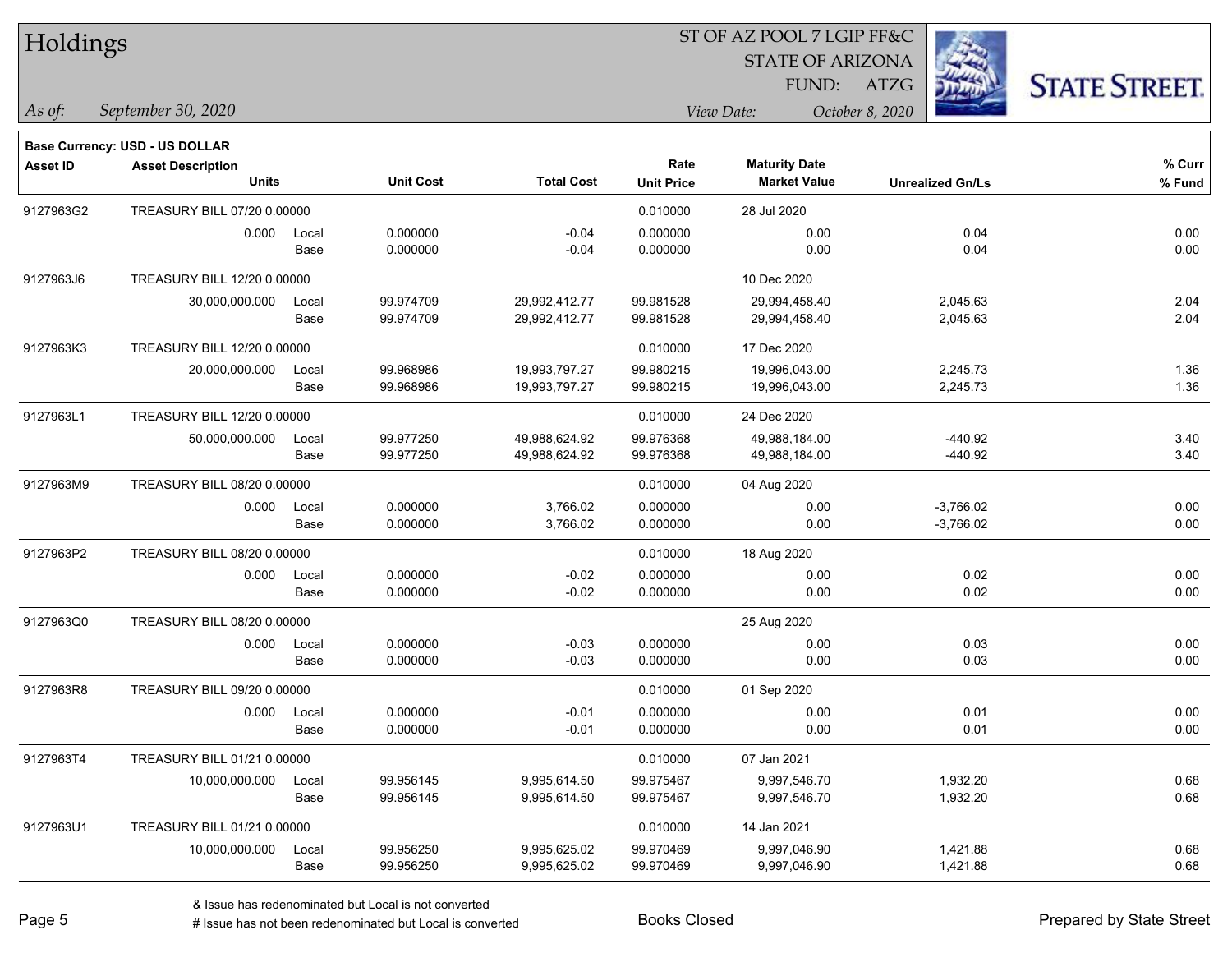# Holdings

ST OF AZ POOL 7 LGIP FF&C
STATE OF ARIZONA
FUND: ATZG

*As of:* *September 30, 2020*

*View Date:* *October 8, 2020*

**Base Currency: USD - US DOLLAR**

| Asset ID | Asset Description / Units | | Unit Cost | Total Cost | Rate / Unit Price | Maturity Date / Market Value | Unrealized Gn/Ls | % Curr / % Fund |
|---|---|---|---|---|---|---|---|---|
| 9127963G2 | TREASURY BILL 07/20 0.00000 | | | | 0.010000 | 28 Jul 2020 | | |
| | 0.000 | Local | 0.000000 | -0.04 | 0.000000 | 0.00 | 0.04 | 0.00 |
| | | Base | 0.000000 | -0.04 | 0.000000 | 0.00 | 0.04 | 0.00 |
| 9127963J6 | TREASURY BILL 12/20 0.00000 | | | | | 10 Dec 2020 | | |
| | 30,000,000.000 | Local | 99.974709 | 29,992,412.77 | 99.981528 | 29,994,458.40 | 2,045.63 | 2.04 |
| | | Base | 99.974709 | 29,992,412.77 | 99.981528 | 29,994,458.40 | 2,045.63 | 2.04 |
| 9127963K3 | TREASURY BILL 12/20 0.00000 | | | | 0.010000 | 17 Dec 2020 | | |
| | 20,000,000.000 | Local | 99.968986 | 19,993,797.27 | 99.980215 | 19,996,043.00 | 2,245.73 | 1.36 |
| | | Base | 99.968986 | 19,993,797.27 | 99.980215 | 19,996,043.00 | 2,245.73 | 1.36 |
| 9127963L1 | TREASURY BILL 12/20 0.00000 | | | | 0.010000 | 24 Dec 2020 | | |
| | 50,000,000.000 | Local | 99.977250 | 49,988,624.92 | 99.976368 | 49,988,184.00 | -440.92 | 3.40 |
| | | Base | 99.977250 | 49,988,624.92 | 99.976368 | 49,988,184.00 | -440.92 | 3.40 |
| 9127963M9 | TREASURY BILL 08/20 0.00000 | | | | 0.010000 | 04 Aug 2020 | | |
| | 0.000 | Local | 0.000000 | 3,766.02 | 0.000000 | 0.00 | -3,766.02 | 0.00 |
| | | Base | 0.000000 | 3,766.02 | 0.000000 | 0.00 | -3,766.02 | 0.00 |
| 9127963P2 | TREASURY BILL 08/20 0.00000 | | | | 0.010000 | 18 Aug 2020 | | |
| | 0.000 | Local | 0.000000 | -0.02 | 0.000000 | 0.00 | 0.02 | 0.00 |
| | | Base | 0.000000 | -0.02 | 0.000000 | 0.00 | 0.02 | 0.00 |
| 9127963Q0 | TREASURY BILL 08/20 0.00000 | | | | | 25 Aug 2020 | | |
| | 0.000 | Local | 0.000000 | -0.03 | 0.000000 | 0.00 | 0.03 | 0.00 |
| | | Base | 0.000000 | -0.03 | 0.000000 | 0.00 | 0.03 | 0.00 |
| 9127963R8 | TREASURY BILL 09/20 0.00000 | | | | 0.010000 | 01 Sep 2020 | | |
| | 0.000 | Local | 0.000000 | -0.01 | 0.000000 | 0.00 | 0.01 | 0.00 |
| | | Base | 0.000000 | -0.01 | 0.000000 | 0.00 | 0.01 | 0.00 |
| 9127963T4 | TREASURY BILL 01/21 0.00000 | | | | 0.010000 | 07 Jan 2021 | | |
| | 10,000,000.000 | Local | 99.956145 | 9,995,614.50 | 99.975467 | 9,997,546.70 | 1,932.20 | 0.68 |
| | | Base | 99.956145 | 9,995,614.50 | 99.975467 | 9,997,546.70 | 1,932.20 | 0.68 |
| 9127963U1 | TREASURY BILL 01/21 0.00000 | | | | 0.010000 | 14 Jan 2021 | | |
| | 10,000,000.000 | Local | 99.956250 | 9,995,625.02 | 99.970469 | 9,997,046.90 | 1,421.88 | 0.68 |
| | | Base | 99.956250 | 9,995,625.02 | 99.970469 | 9,997,046.90 | 1,421.88 | 0.68 |

& Issue has redenominated but Local is not converted
# Issue has not been redenominated but Local is converted

Books Closed

Prepared by State Street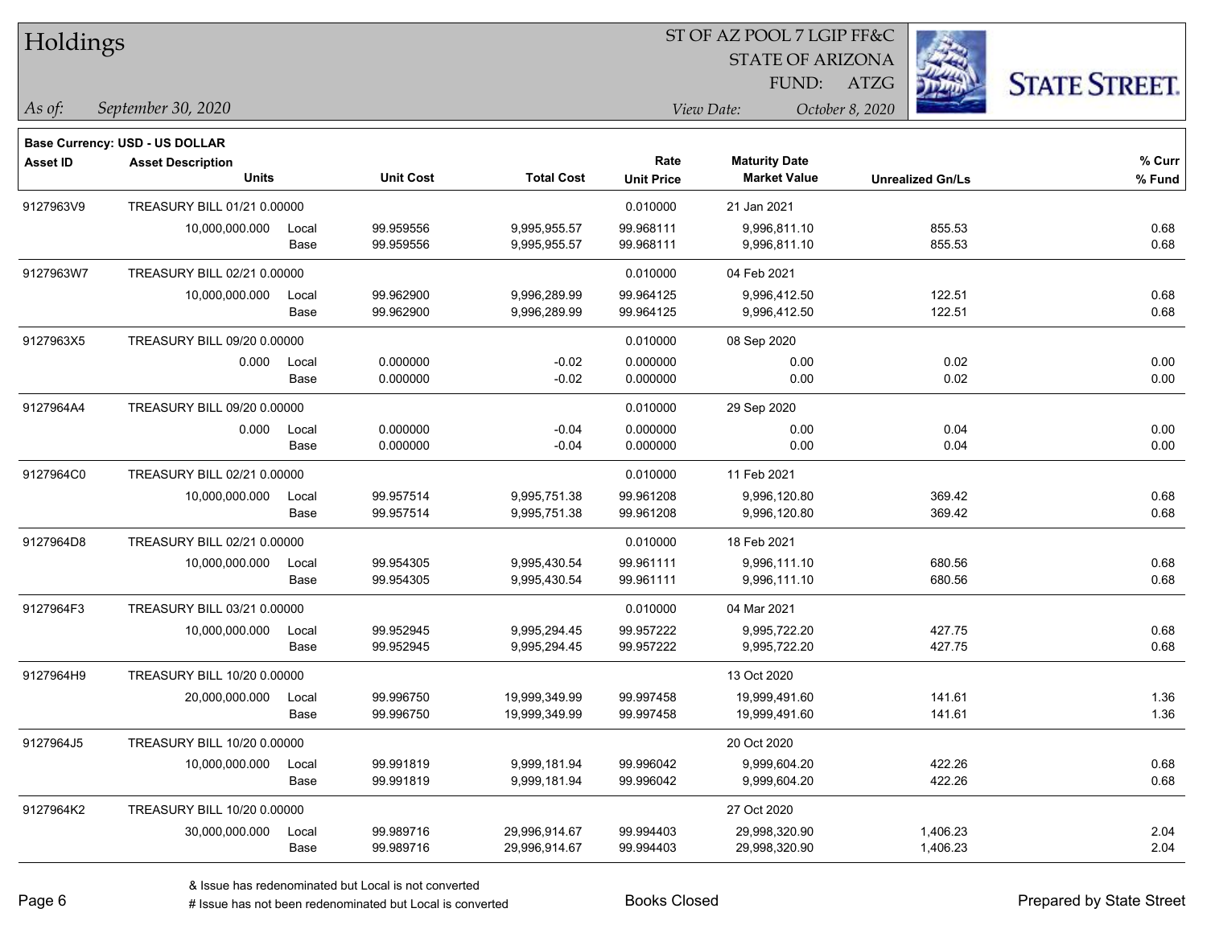# Holdings

ST OF AZ POOL 7 LGIP FF&C
STATE OF ARIZONA
FUND: ATZG

*As of:* *September 30, 2020*
*View Date:* *October 8, 2020*

**Base Currency: USD - US DOLLAR**

| Asset ID | Asset Description / Units | | Unit Cost | Total Cost | Rate / Unit Price | Maturity Date / Market Value | Unrealized Gn/Ls | % Curr / % Fund |
|---|---|---|---|---|---|---|---|---|
| 9127963V9 | TREASURY BILL 01/21 0.00000 | | | | 0.010000 | 21 Jan 2021 | | |
| | 10,000,000.000 | Local | 99.959556 | 9,995,955.57 | 99.968111 | 9,996,811.10 | 855.53 | 0.68 |
| | | Base | 99.959556 | 9,995,955.57 | 99.968111 | 9,996,811.10 | 855.53 | 0.68 |
| 9127963W7 | TREASURY BILL 02/21 0.00000 | | | | 0.010000 | 04 Feb 2021 | | |
| | 10,000,000.000 | Local | 99.962900 | 9,996,289.99 | 99.964125 | 9,996,412.50 | 122.51 | 0.68 |
| | | Base | 99.962900 | 9,996,289.99 | 99.964125 | 9,996,412.50 | 122.51 | 0.68 |
| 9127963X5 | TREASURY BILL 09/20 0.00000 | | | | 0.010000 | 08 Sep 2020 | | |
| | 0.000 | Local | 0.000000 | -0.02 | 0.000000 | 0.00 | 0.02 | 0.00 |
| | | Base | 0.000000 | -0.02 | 0.000000 | 0.00 | 0.02 | 0.00 |
| 9127964A4 | TREASURY BILL 09/20 0.00000 | | | | 0.010000 | 29 Sep 2020 | | |
| | 0.000 | Local | 0.000000 | -0.04 | 0.000000 | 0.00 | 0.04 | 0.00 |
| | | Base | 0.000000 | -0.04 | 0.000000 | 0.00 | 0.04 | 0.00 |
| 9127964C0 | TREASURY BILL 02/21 0.00000 | | | | 0.010000 | 11 Feb 2021 | | |
| | 10,000,000.000 | Local | 99.957514 | 9,995,751.38 | 99.961208 | 9,996,120.80 | 369.42 | 0.68 |
| | | Base | 99.957514 | 9,995,751.38 | 99.961208 | 9,996,120.80 | 369.42 | 0.68 |
| 9127964D8 | TREASURY BILL 02/21 0.00000 | | | | 0.010000 | 18 Feb 2021 | | |
| | 10,000,000.000 | Local | 99.954305 | 9,995,430.54 | 99.961111 | 9,996,111.10 | 680.56 | 0.68 |
| | | Base | 99.954305 | 9,995,430.54 | 99.961111 | 9,996,111.10 | 680.56 | 0.68 |
| 9127964F3 | TREASURY BILL 03/21 0.00000 | | | | 0.010000 | 04 Mar 2021 | | |
| | 10,000,000.000 | Local | 99.952945 | 9,995,294.45 | 99.957222 | 9,995,722.20 | 427.75 | 0.68 |
| | | Base | 99.952945 | 9,995,294.45 | 99.957222 | 9,995,722.20 | 427.75 | 0.68 |
| 9127964H9 | TREASURY BILL 10/20 0.00000 | | | | | 13 Oct 2020 | | |
| | 20,000,000.000 | Local | 99.996750 | 19,999,349.99 | 99.997458 | 19,999,491.60 | 141.61 | 1.36 |
| | | Base | 99.996750 | 19,999,349.99 | 99.997458 | 19,999,491.60 | 141.61 | 1.36 |
| 9127964J5 | TREASURY BILL 10/20 0.00000 | | | | | 20 Oct 2020 | | |
| | 10,000,000.000 | Local | 99.991819 | 9,999,181.94 | 99.996042 | 9,999,604.20 | 422.26 | 0.68 |
| | | Base | 99.991819 | 9,999,181.94 | 99.996042 | 9,999,604.20 | 422.26 | 0.68 |
| 9127964K2 | TREASURY BILL 10/20 0.00000 | | | | | 27 Oct 2020 | | |
| | 30,000,000.000 | Local | 99.989716 | 29,996,914.67 | 99.994403 | 29,998,320.90 | 1,406.23 | 2.04 |
| | | Base | 99.989716 | 29,996,914.67 | 99.994403 | 29,998,320.90 | 1,406.23 | 2.04 |

& Issue has redenominated but Local is not converted
# Issue has not been redenominated but Local is converted

Books Closed

Prepared by State Street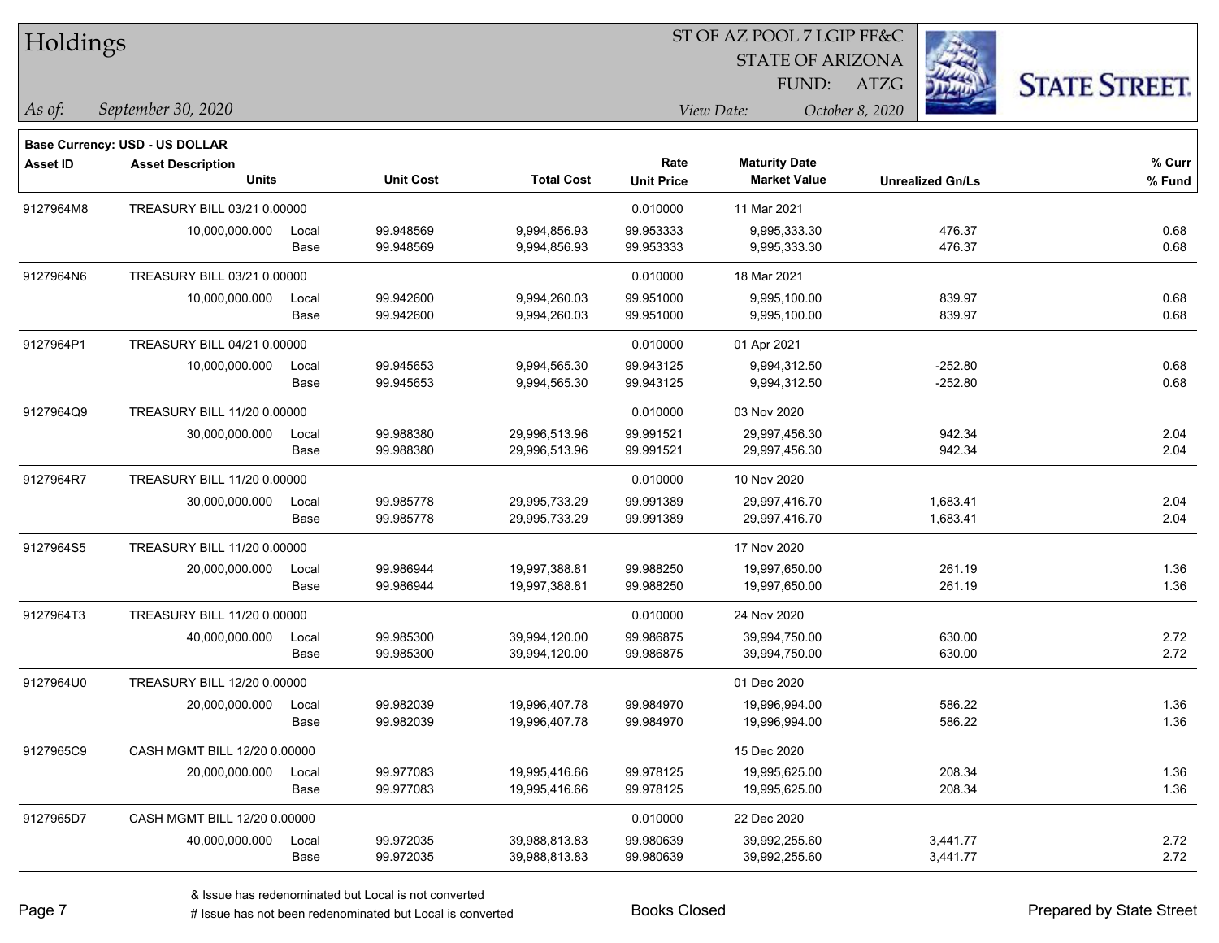# Holdings

ST OF AZ POOL 7 LGIP FF&C
STATE OF ARIZONA
FUND: ATZG

*As of:* *September 30, 2020*

*View Date:* *October 8, 2020*

**Base Currency: USD - US DOLLAR**

| Asset ID | Asset Description / Units | | Unit Cost | Total Cost | Rate / Unit Price | Maturity Date / Market Value | Unrealized Gn/Ls | % Curr / % Fund |
|---|---|---|---|---|---|---|---|---|
| 9127964M8 | TREASURY BILL 03/21 0.00000 | | | | 0.010000 | 11 Mar 2021 | | |
| | 10,000,000.000 | Local | 99.948569 | 9,994,856.93 | 99.953333 | 9,995,333.30 | 476.37 | 0.68 |
| | | Base | 99.948569 | 9,994,856.93 | 99.953333 | 9,995,333.30 | 476.37 | 0.68 |
| 9127964N6 | TREASURY BILL 03/21 0.00000 | | | | 0.010000 | 18 Mar 2021 | | |
| | 10,000,000.000 | Local | 99.942600 | 9,994,260.03 | 99.951000 | 9,995,100.00 | 839.97 | 0.68 |
| | | Base | 99.942600 | 9,994,260.03 | 99.951000 | 9,995,100.00 | 839.97 | 0.68 |
| 9127964P1 | TREASURY BILL 04/21 0.00000 | | | | 0.010000 | 01 Apr 2021 | | |
| | 10,000,000.000 | Local | 99.945653 | 9,994,565.30 | 99.943125 | 9,994,312.50 | -252.80 | 0.68 |
| | | Base | 99.945653 | 9,994,565.30 | 99.943125 | 9,994,312.50 | -252.80 | 0.68 |
| 9127964Q9 | TREASURY BILL 11/20 0.00000 | | | | 0.010000 | 03 Nov 2020 | | |
| | 30,000,000.000 | Local | 99.988380 | 29,996,513.96 | 99.991521 | 29,997,456.30 | 942.34 | 2.04 |
| | | Base | 99.988380 | 29,996,513.96 | 99.991521 | 29,997,456.30 | 942.34 | 2.04 |
| 9127964R7 | TREASURY BILL 11/20 0.00000 | | | | 0.010000 | 10 Nov 2020 | | |
| | 30,000,000.000 | Local | 99.985778 | 29,995,733.29 | 99.991389 | 29,997,416.70 | 1,683.41 | 2.04 |
| | | Base | 99.985778 | 29,995,733.29 | 99.991389 | 29,997,416.70 | 1,683.41 | 2.04 |
| 9127964S5 | TREASURY BILL 11/20 0.00000 | | | | | 17 Nov 2020 | | |
| | 20,000,000.000 | Local | 99.986944 | 19,997,388.81 | 99.988250 | 19,997,650.00 | 261.19 | 1.36 |
| | | Base | 99.986944 | 19,997,388.81 | 99.988250 | 19,997,650.00 | 261.19 | 1.36 |
| 9127964T3 | TREASURY BILL 11/20 0.00000 | | | | 0.010000 | 24 Nov 2020 | | |
| | 40,000,000.000 | Local | 99.985300 | 39,994,120.00 | 99.986875 | 39,994,750.00 | 630.00 | 2.72 |
| | | Base | 99.985300 | 39,994,120.00 | 99.986875 | 39,994,750.00 | 630.00 | 2.72 |
| 9127964U0 | TREASURY BILL 12/20 0.00000 | | | | | 01 Dec 2020 | | |
| | 20,000,000.000 | Local | 99.982039 | 19,996,407.78 | 99.984970 | 19,996,994.00 | 586.22 | 1.36 |
| | | Base | 99.982039 | 19,996,407.78 | 99.984970 | 19,996,994.00 | 586.22 | 1.36 |
| 9127965C9 | CASH MGMT BILL 12/20 0.00000 | | | | | 15 Dec 2020 | | |
| | 20,000,000.000 | Local | 99.977083 | 19,995,416.66 | 99.978125 | 19,995,625.00 | 208.34 | 1.36 |
| | | Base | 99.977083 | 19,995,416.66 | 99.978125 | 19,995,625.00 | 208.34 | 1.36 |
| 9127965D7 | CASH MGMT BILL 12/20 0.00000 | | | | 0.010000 | 22 Dec 2020 | | |
| | 40,000,000.000 | Local | 99.972035 | 39,988,813.83 | 99.980639 | 39,992,255.60 | 3,441.77 | 2.72 |
| | | Base | 99.972035 | 39,988,813.83 | 99.980639 | 39,992,255.60 | 3,441.77 | 2.72 |

& Issue has redenominated but Local is not converted
# Issue has not been redenominated but Local is converted

Books Closed

Prepared by State Street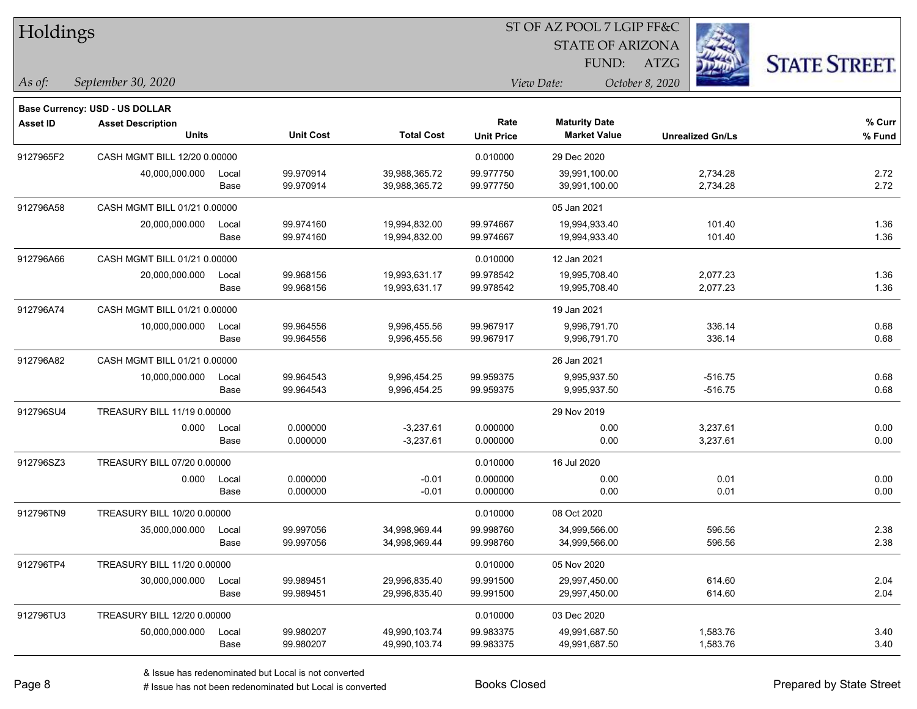# Holdings

ST OF AZ POOL 7 LGIP FF&C
STATE OF ARIZONA
FUND: ATZG

*As of:* *September 30, 2020*

*View Date:* *October 8, 2020*

**Base Currency: USD - US DOLLAR**

| Asset ID | Asset Description / Units | | Unit Cost | Total Cost | Rate / Unit Price | Maturity Date / Market Value | Unrealized Gn/Ls | % Curr / % Fund |
|---|---|---|---|---|---|---|---|---|
| 9127965F2 | CASH MGMT BILL 12/20 0.00000 | | | | 0.010000 | 29 Dec 2020 | | |
| | 40,000,000.000 | Local | 99.970914 | 39,988,365.72 | 99.977750 | 39,991,100.00 | 2,734.28 | 2.72 |
| | | Base | 99.970914 | 39,988,365.72 | 99.977750 | 39,991,100.00 | 2,734.28 | 2.72 |
| 912796A58 | CASH MGMT BILL 01/21 0.00000 | | | | | 05 Jan 2021 | | |
| | 20,000,000.000 | Local | 99.974160 | 19,994,832.00 | 99.974667 | 19,994,933.40 | 101.40 | 1.36 |
| | | Base | 99.974160 | 19,994,832.00 | 99.974667 | 19,994,933.40 | 101.40 | 1.36 |
| 912796A66 | CASH MGMT BILL 01/21 0.00000 | | | | 0.010000 | 12 Jan 2021 | | |
| | 20,000,000.000 | Local | 99.968156 | 19,993,631.17 | 99.978542 | 19,995,708.40 | 2,077.23 | 1.36 |
| | | Base | 99.968156 | 19,993,631.17 | 99.978542 | 19,995,708.40 | 2,077.23 | 1.36 |
| 912796A74 | CASH MGMT BILL 01/21 0.00000 | | | | | 19 Jan 2021 | | |
| | 10,000,000.000 | Local | 99.964556 | 9,996,455.56 | 99.967917 | 9,996,791.70 | 336.14 | 0.68 |
| | | Base | 99.964556 | 9,996,455.56 | 99.967917 | 9,996,791.70 | 336.14 | 0.68 |
| 912796A82 | CASH MGMT BILL 01/21 0.00000 | | | | | 26 Jan 2021 | | |
| | 10,000,000.000 | Local | 99.964543 | 9,996,454.25 | 99.959375 | 9,995,937.50 | -516.75 | 0.68 |
| | | Base | 99.964543 | 9,996,454.25 | 99.959375 | 9,995,937.50 | -516.75 | 0.68 |
| 912796SU4 | TREASURY BILL 11/19 0.00000 | | | | | 29 Nov 2019 | | |
| | 0.000 | Local | 0.000000 | -3,237.61 | 0.000000 | 0.00 | 3,237.61 | 0.00 |
| | | Base | 0.000000 | -3,237.61 | 0.000000 | 0.00 | 3,237.61 | 0.00 |
| 912796SZ3 | TREASURY BILL 07/20 0.00000 | | | | 0.010000 | 16 Jul 2020 | | |
| | 0.000 | Local | 0.000000 | -0.01 | 0.000000 | 0.00 | 0.01 | 0.00 |
| | | Base | 0.000000 | -0.01 | 0.000000 | 0.00 | 0.01 | 0.00 |
| 912796TN9 | TREASURY BILL 10/20 0.00000 | | | | 0.010000 | 08 Oct 2020 | | |
| | 35,000,000.000 | Local | 99.997056 | 34,998,969.44 | 99.998760 | 34,999,566.00 | 596.56 | 2.38 |
| | | Base | 99.997056 | 34,998,969.44 | 99.998760 | 34,999,566.00 | 596.56 | 2.38 |
| 912796TP4 | TREASURY BILL 11/20 0.00000 | | | | 0.010000 | 05 Nov 2020 | | |
| | 30,000,000.000 | Local | 99.989451 | 29,996,835.40 | 99.991500 | 29,997,450.00 | 614.60 | 2.04 |
| | | Base | 99.989451 | 29,996,835.40 | 99.991500 | 29,997,450.00 | 614.60 | 2.04 |
| 912796TU3 | TREASURY BILL 12/20 0.00000 | | | | 0.010000 | 03 Dec 2020 | | |
| | 50,000,000.000 | Local | 99.980207 | 49,990,103.74 | 99.983375 | 49,991,687.50 | 1,583.76 | 3.40 |
| | | Base | 99.980207 | 49,990,103.74 | 99.983375 | 49,991,687.50 | 1,583.76 | 3.40 |

& Issue has redenominated but Local is not converted
# Issue has not been redenominated but Local is converted

Books Closed

Prepared by State Street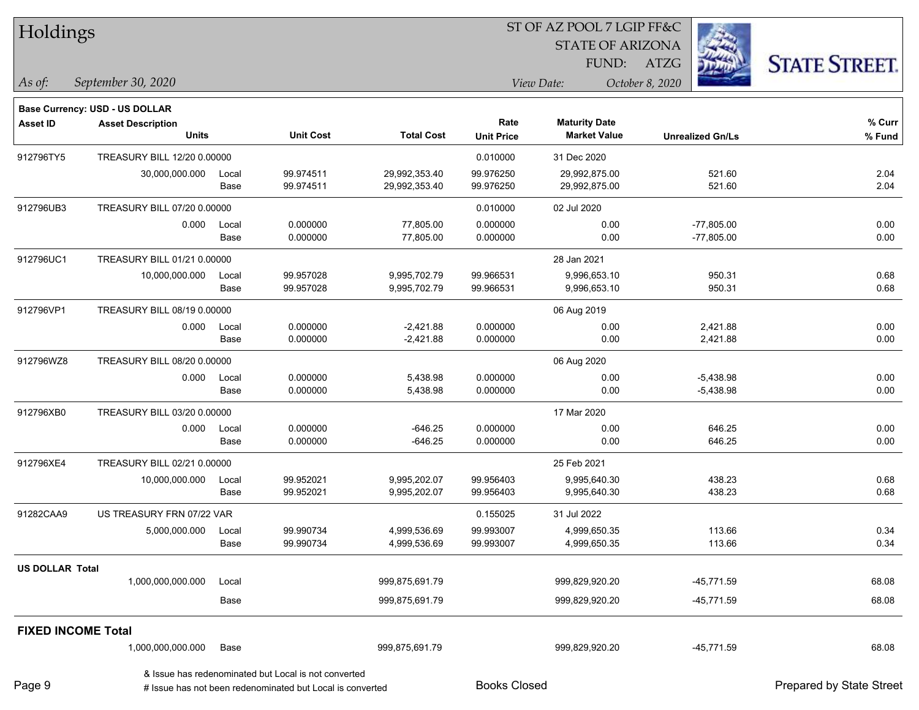# Holdings

ST OF AZ POOL 7 LGIP FF&C
STATE OF ARIZONA
FUND: ATZG

*As of:* *September 30, 2020*

*View Date:* *October 8, 2020*

**Base Currency: USD - US DOLLAR**

| Asset ID | Asset Description / Units | | Unit Cost | Total Cost | Rate / Unit Price | Maturity Date / Market Value | Unrealized Gn/Ls | % Curr / % Fund |
|---|---|---|---|---|---|---|---|---|
| 912796TY5 | TREASURY BILL 12/20 0.00000 | | | | 0.010000 | 31 Dec 2020 | | |
| | 30,000,000.000 | Local | 99.974511 | 29,992,353.40 | 99.976250 | 29,992,875.00 | 521.60 | 2.04 |
| | | Base | 99.974511 | 29,992,353.40 | 99.976250 | 29,992,875.00 | 521.60 | 2.04 |
| 912796UB3 | TREASURY BILL 07/20 0.00000 | | | | 0.010000 | 02 Jul 2020 | | |
| | 0.000 | Local | 0.000000 | 77,805.00 | 0.000000 | 0.00 | -77,805.00 | 0.00 |
| | | Base | 0.000000 | 77,805.00 | 0.000000 | 0.00 | -77,805.00 | 0.00 |
| 912796UC1 | TREASURY BILL 01/21 0.00000 | | | | | 28 Jan 2021 | | |
| | 10,000,000.000 | Local | 99.957028 | 9,995,702.79 | 99.966531 | 9,996,653.10 | 950.31 | 0.68 |
| | | Base | 99.957028 | 9,995,702.79 | 99.966531 | 9,996,653.10 | 950.31 | 0.68 |
| 912796VP1 | TREASURY BILL 08/19 0.00000 | | | | | 06 Aug 2019 | | |
| | 0.000 | Local | 0.000000 | -2,421.88 | 0.000000 | 0.00 | 2,421.88 | 0.00 |
| | | Base | 0.000000 | -2,421.88 | 0.000000 | 0.00 | 2,421.88 | 0.00 |
| 912796WZ8 | TREASURY BILL 08/20 0.00000 | | | | | 06 Aug 2020 | | |
| | 0.000 | Local | 0.000000 | 5,438.98 | 0.000000 | 0.00 | -5,438.98 | 0.00 |
| | | Base | 0.000000 | 5,438.98 | 0.000000 | 0.00 | -5,438.98 | 0.00 |
| 912796XB0 | TREASURY BILL 03/20 0.00000 | | | | | 17 Mar 2020 | | |
| | 0.000 | Local | 0.000000 | -646.25 | 0.000000 | 0.00 | 646.25 | 0.00 |
| | | Base | 0.000000 | -646.25 | 0.000000 | 0.00 | 646.25 | 0.00 |
| 912796XE4 | TREASURY BILL 02/21 0.00000 | | | | | 25 Feb 2021 | | |
| | 10,000,000.000 | Local | 99.952021 | 9,995,202.07 | 99.956403 | 9,995,640.30 | 438.23 | 0.68 |
| | | Base | 99.952021 | 9,995,202.07 | 99.956403 | 9,995,640.30 | 438.23 | 0.68 |
| 91282CAA9 | US TREASURY FRN 07/22 VAR | | | | 0.155025 | 31 Jul 2022 | | |
| | 5,000,000.000 | Local | 99.990734 | 4,999,536.69 | 99.993007 | 4,999,650.35 | 113.66 | 0.34 |
| | | Base | 99.990734 | 4,999,536.69 | 99.993007 | 4,999,650.35 | 113.66 | 0.34 |
| **US DOLLAR Total** | | | | | | | | |
| | 1,000,000,000.000 | Local | | 999,875,691.79 | | 999,829,920.20 | -45,771.59 | 68.08 |
| | | Base | | 999,875,691.79 | | 999,829,920.20 | -45,771.59 | 68.08 |
| **FIXED INCOME Total** | | | | | | | | |
| | 1,000,000,000.000 | Base | | 999,875,691.79 | | 999,829,920.20 | -45,771.59 | 68.08 |

& Issue has redenominated but Local is not converted
# Issue has not been redenominated but Local is converted

Books Closed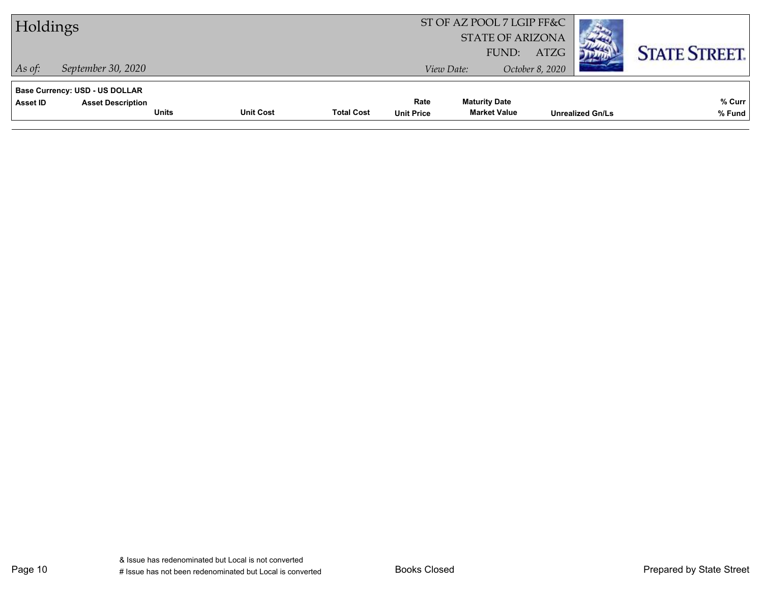**Base Currency: USD - US DOLLAR**

| Asset ID | Asset Description | Units | Unit Cost | Total Cost | Rate / Unit Price | Maturity Date / Market Value | Unrealized Gn/Ls | % Curr / % Fund |
|---|---|---|---|---|---|---|---|---|

& Issue has redenominated but Local is not converted

# Issue has not been redenominated but Local is converted

Books Closed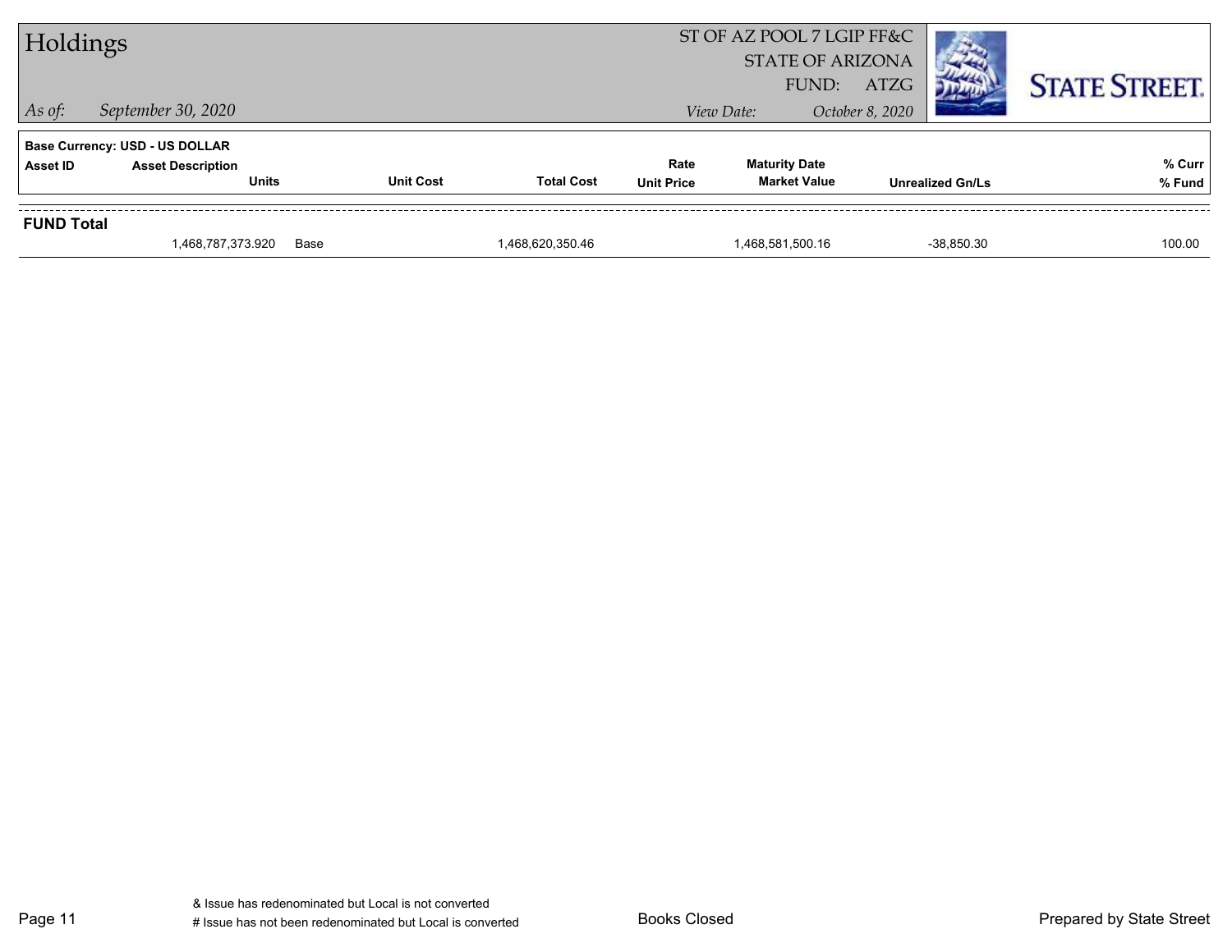# Holdings

ST OF AZ POOL 7 LGIP FF&C
STATE OF ARIZONA
FUND: ATZG

*As of:* *September 30, 2020*

*View Date:* *October 8, 2020*

**Base Currency: USD - US DOLLAR**

| Asset ID | Asset Description / Units | | Unit Cost | Total Cost | Rate / Unit Price | Maturity Date / Market Value | Unrealized Gn/Ls | % Curr / % Fund |
|---|---|---|---|---|---|---|---|---|
| **FUND Total** | | | | | | | | |
| | 1,468,787,373.920 | Base | | 1,468,620,350.46 | | 1,468,581,500.16 | -38,850.30 | 100.00 |

& Issue has redenominated but Local is not converted
# Issue has not been redenominated but Local is converted

Books Closed

Prepared by State Street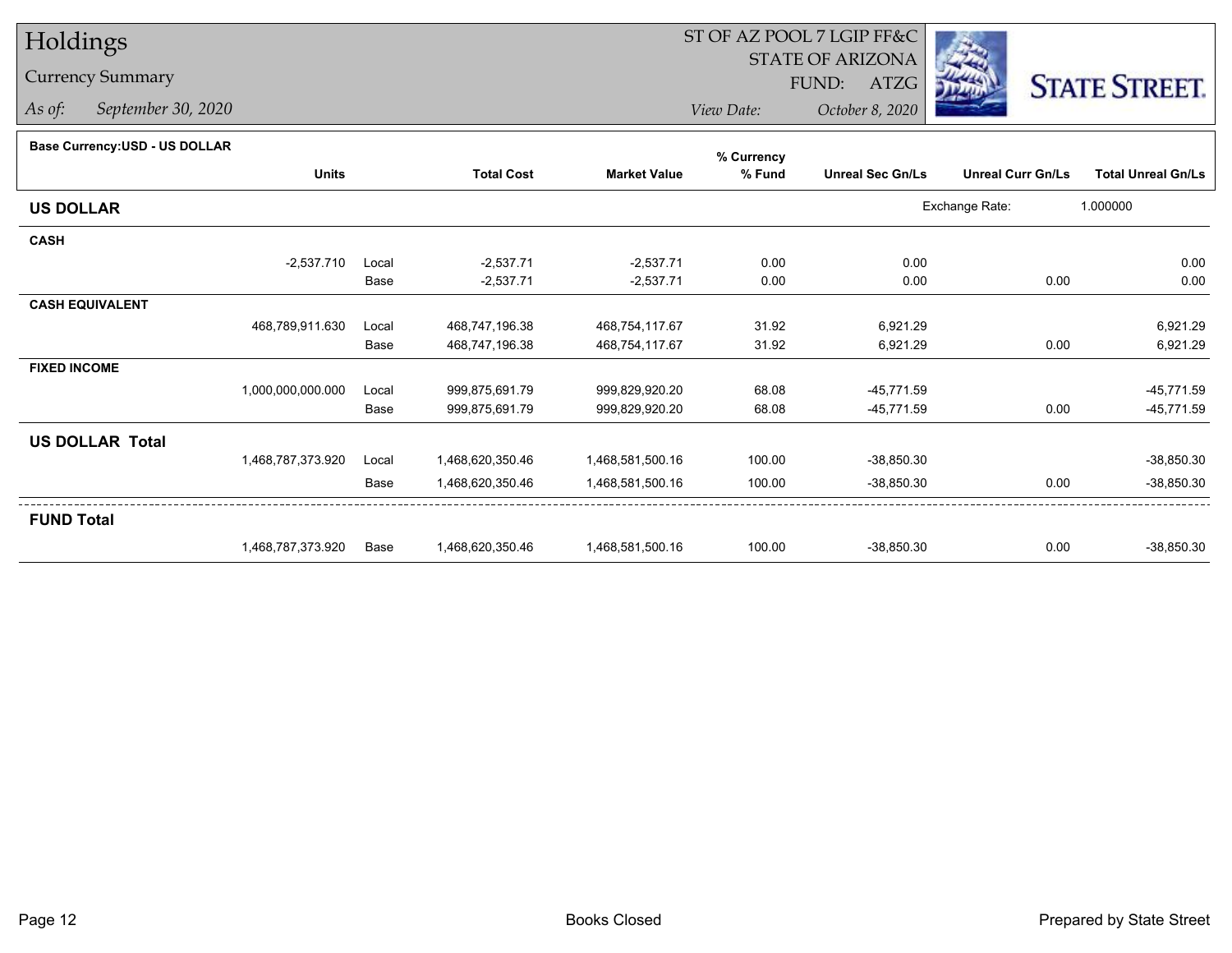# Holdings

## Currency Summary

*As of:* *September 30, 2020*

ST OF AZ POOL 7 LGIP FF&C
STATE OF ARIZONA
FUND: ATZG

*View Date:* *October 8, 2020*

STATE STREET.

**Base Currency:USD - US DOLLAR**

| | Units | | Total Cost | Market Value | % Currency % Fund | Unreal Sec Gn/Ls | Unreal Curr Gn/Ls | Total Unreal Gn/Ls |
|---|---|---|---|---|---|---|---|---|
| **US DOLLAR** | | | | | | Exchange Rate: | 1.000000 | |
| **CASH** | | | | | | | | |
| | -2,537.710 | Local | -2,537.71 | -2,537.71 | 0.00 | 0.00 | | 0.00 |
| | | Base | -2,537.71 | -2,537.71 | 0.00 | 0.00 | 0.00 | 0.00 |
| **CASH EQUIVALENT** | | | | | | | | |
| | 468,789,911.630 | Local | 468,747,196.38 | 468,754,117.67 | 31.92 | 6,921.29 | | 6,921.29 |
| | | Base | 468,747,196.38 | 468,754,117.67 | 31.92 | 6,921.29 | 0.00 | 6,921.29 |
| **FIXED INCOME** | | | | | | | | |
| | 1,000,000,000.000 | Local | 999,875,691.79 | 999,829,920.20 | 68.08 | -45,771.59 | | -45,771.59 |
| | | Base | 999,875,691.79 | 999,829,920.20 | 68.08 | -45,771.59 | 0.00 | -45,771.59 |
| **US DOLLAR Total** | | | | | | | | |
| | 1,468,787,373.920 | Local | 1,468,620,350.46 | 1,468,581,500.16 | 100.00 | -38,850.30 | | -38,850.30 |
| | | Base | 1,468,620,350.46 | 1,468,581,500.16 | 100.00 | -38,850.30 | 0.00 | -38,850.30 |
| **FUND Total** | | | | | | | | |
| | 1,468,787,373.920 | Base | 1,468,620,350.46 | 1,468,581,500.16 | 100.00 | -38,850.30 | 0.00 | -38,850.30 |

Books Closed

Prepared by State Street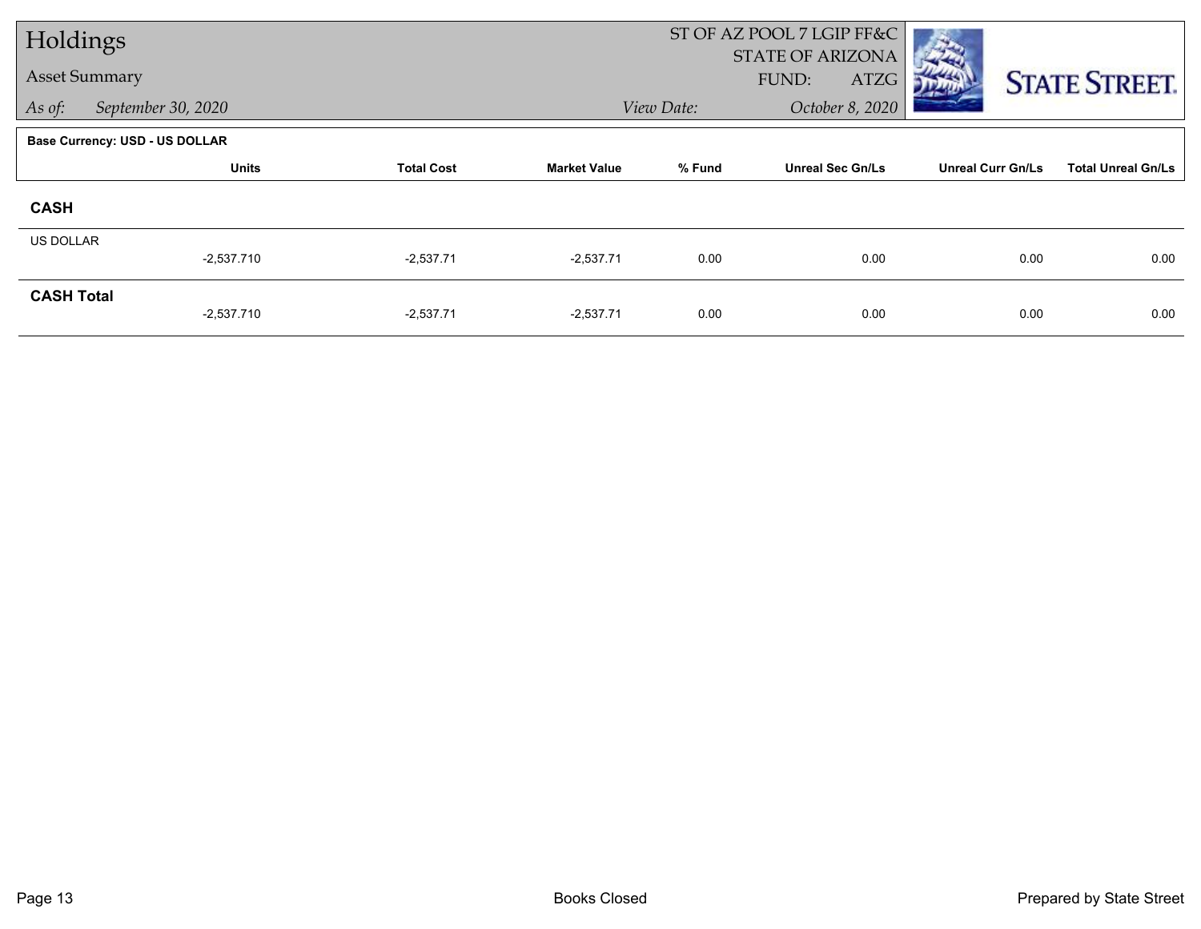# Holdings

Asset Summary

*As of:* *September 30, 2020*

ST OF AZ POOL 7 LGIP FF&C
STATE OF ARIZONA
FUND: ATZG

*View Date:* *October 8, 2020*

STATE STREET.

**Base Currency: USD - US DOLLAR**

| | Units | Total Cost | Market Value | % Fund | Unreal Sec Gn/Ls | Unreal Curr Gn/Ls | Total Unreal Gn/Ls |
|---|---|---|---|---|---|---|---|
| **CASH** | | | | | | | |
| US DOLLAR | -2,537.710 | -2,537.71 | -2,537.71 | 0.00 | 0.00 | 0.00 | 0.00 |
| **CASH Total** | -2,537.710 | -2,537.71 | -2,537.71 | 0.00 | 0.00 | 0.00 | 0.00 |

Books Closed

Prepared by State Street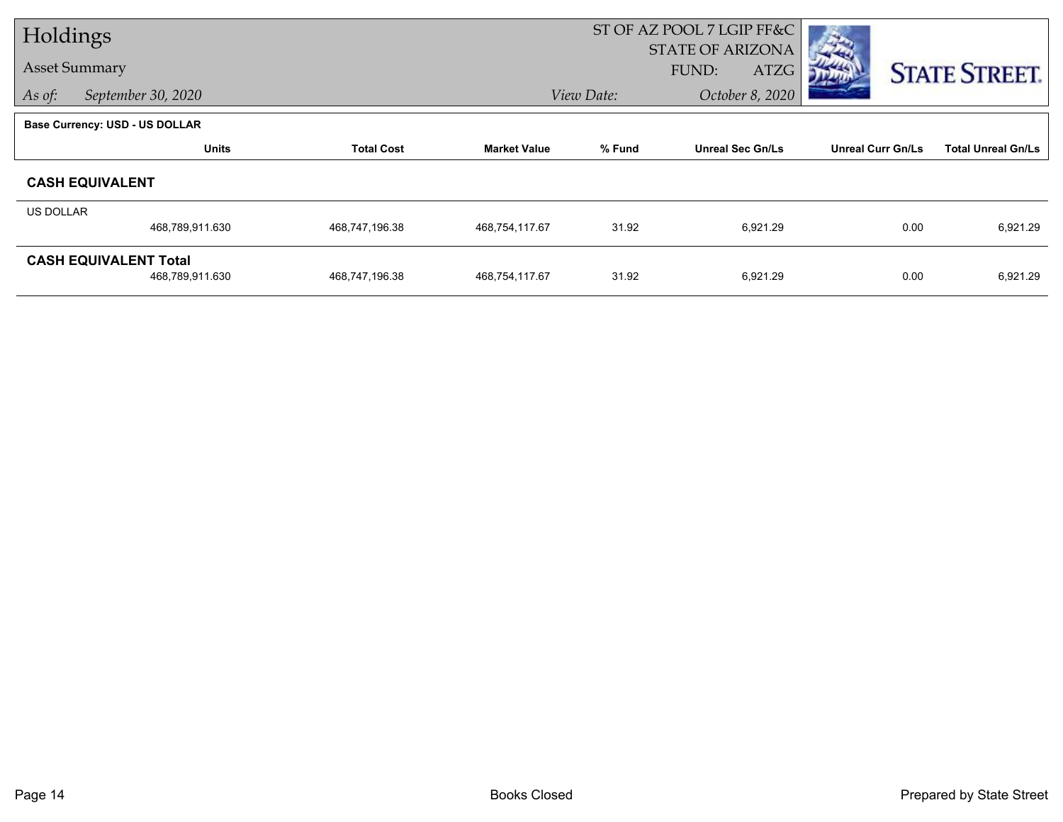# Holdings

Asset Summary

*As of:* *September 30, 2020*

ST OF AZ POOL 7 LGIP FF&C
STATE OF ARIZONA
FUND: ATZG

*View Date:* *October 8, 2020*

**Base Currency: USD - US DOLLAR**

| | Units | Total Cost | Market Value | % Fund | Unreal Sec Gn/Ls | Unreal Curr Gn/Ls | Total Unreal Gn/Ls |
|---|---|---|---|---|---|---|---|
| **CASH EQUIVALENT** | | | | | | | |
| US DOLLAR | 468,789,911.630 | 468,747,196.38 | 468,754,117.67 | 31.92 | 6,921.29 | 0.00 | 6,921.29 |
| **CASH EQUIVALENT Total** | 468,789,911.630 | 468,747,196.38 | 468,754,117.67 | 31.92 | 6,921.29 | 0.00 | 6,921.29 |

Books Closed

Prepared by State Street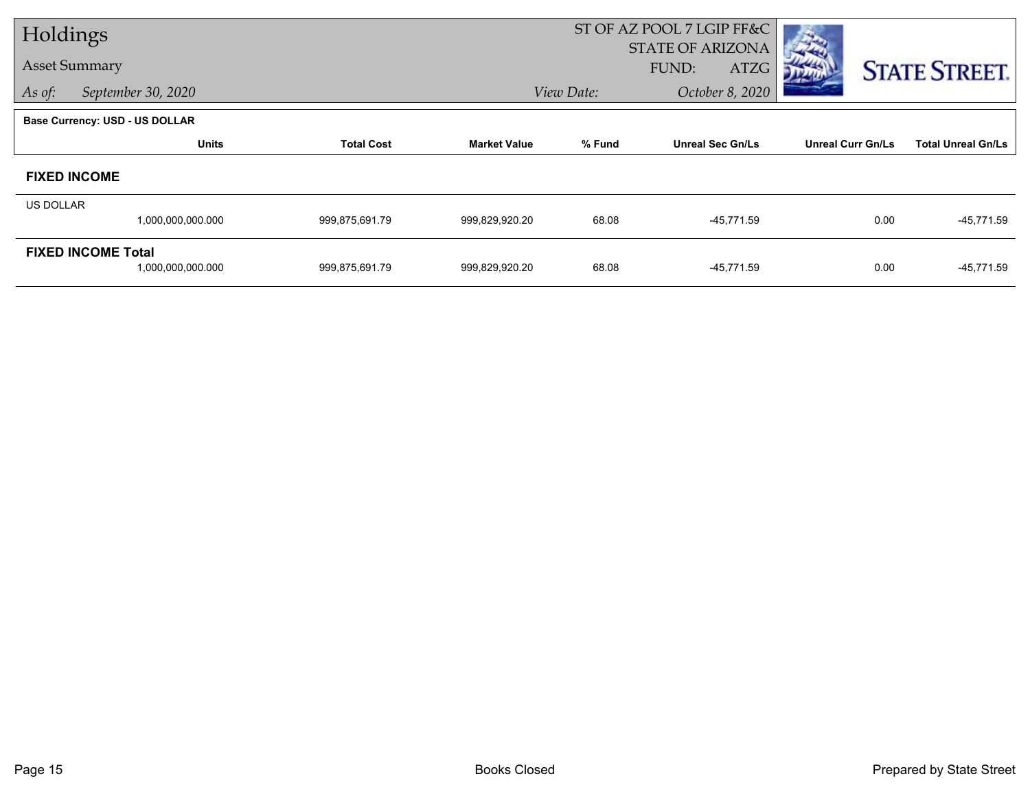# Holdings

## Asset Summary

*As of:* *September 30, 2020*

ST OF AZ POOL 7 LGIP FF&C
STATE OF ARIZONA
FUND: ATZG

*View Date:* *October 8, 2020*

**Base Currency: USD - US DOLLAR**

| | Units | Total Cost | Market Value | % Fund | Unreal Sec Gn/Ls | Unreal Curr Gn/Ls | Total Unreal Gn/Ls |
|---|---|---|---|---|---|---|---|
| **FIXED INCOME** | | | | | | | |
| US DOLLAR | 1,000,000,000.000 | 999,875,691.79 | 999,829,920.20 | 68.08 | -45,771.59 | 0.00 | -45,771.59 |
| **FIXED INCOME Total** | 1,000,000,000.000 | 999,875,691.79 | 999,829,920.20 | 68.08 | -45,771.59 | 0.00 | -45,771.59 |

Books Closed

Prepared by State Street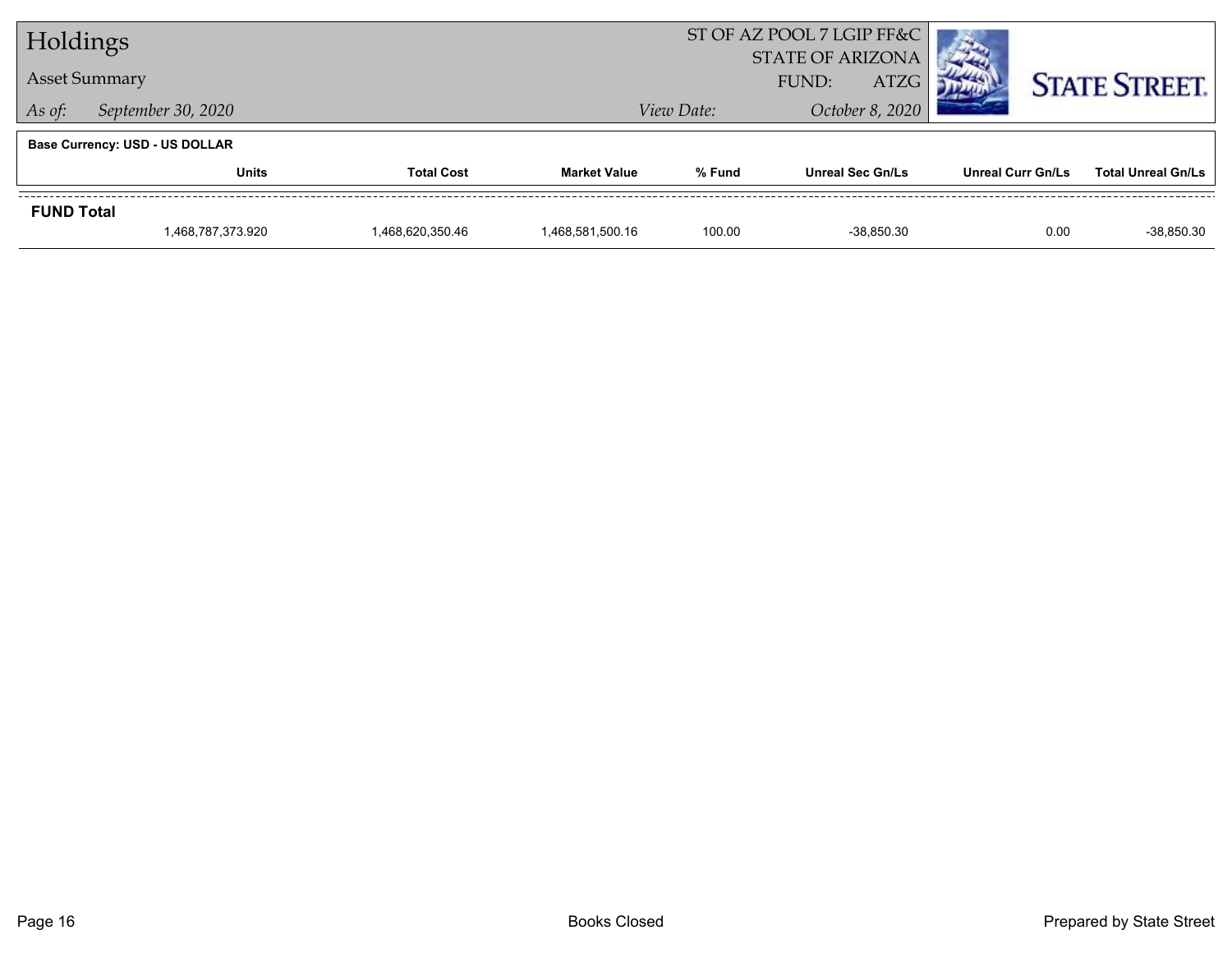# Holdings

## Asset Summary

*As of:* *September 30, 2020*

ST OF AZ POOL 7 LGIP FF&C
STATE OF ARIZONA
FUND: ATZG

*View Date:* *October 8, 2020*

**Base Currency: USD - US DOLLAR**

| | Units | Total Cost | Market Value | % Fund | Unreal Sec Gn/Ls | Unreal Curr Gn/Ls | Total Unreal Gn/Ls |
|---|---|---|---|---|---|---|---|
| **FUND Total** | | | | | | | |
| | 1,468,787,373.920 | 1,468,620,350.46 | 1,468,581,500.16 | 100.00 | -38,850.30 | 0.00 | -38,850.30 |

Books Closed

Prepared by State Street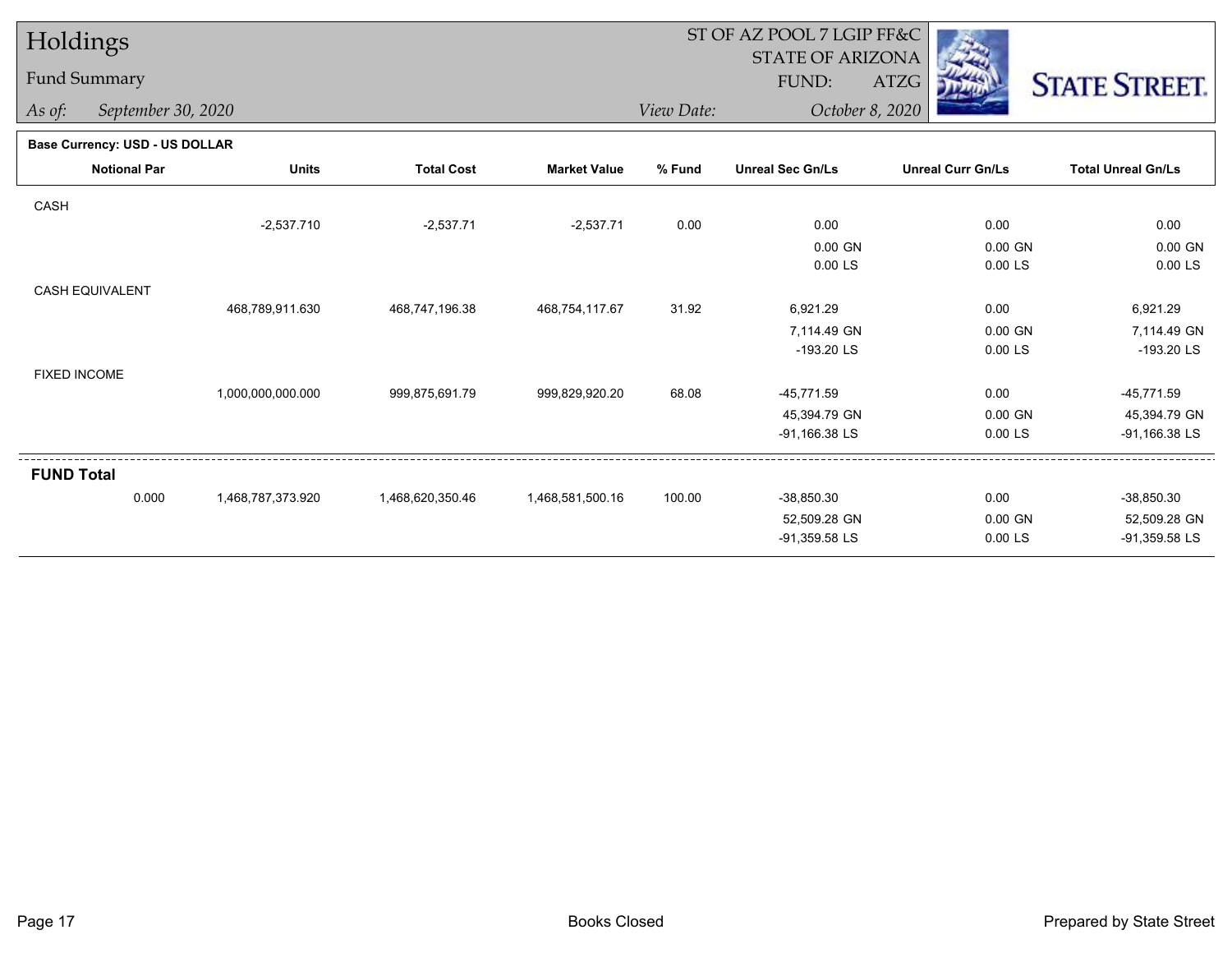# Holdings

Fund Summary

*As of:* September 30, 2020

ST OF AZ POOL 7 LGIP FF&C
STATE OF ARIZONA
FUND: ATZG

*View Date:* October 8, 2020

STATE STREET.

**Base Currency: USD - US DOLLAR**

| Notional Par | Units | Total Cost | Market Value | % Fund | Unreal Sec Gn/Ls | Unreal Curr Gn/Ls | Total Unreal Gn/Ls |
|---|---|---|---|---|---|---|---|
| CASH | | | | | | | |
| | -2,537.710 | -2,537.71 | -2,537.71 | 0.00 | 0.00 | 0.00 | 0.00 |
| | | | | | 0.00 GN | 0.00 GN | 0.00 GN |
| | | | | | 0.00 LS | 0.00 LS | 0.00 LS |
| CASH EQUIVALENT | | | | | | | |
| | 468,789,911.630 | 468,747,196.38 | 468,754,117.67 | 31.92 | 6,921.29 | 0.00 | 6,921.29 |
| | | | | | 7,114.49 GN | 0.00 GN | 7,114.49 GN |
| | | | | | -193.20 LS | 0.00 LS | -193.20 LS |
| FIXED INCOME | | | | | | | |
| | 1,000,000,000.000 | 999,875,691.79 | 999,829,920.20 | 68.08 | -45,771.59 | 0.00 | -45,771.59 |
| | | | | | 45,394.79 GN | 0.00 GN | 45,394.79 GN |
| | | | | | -91,166.38 LS | 0.00 LS | -91,166.38 LS |
| **FUND Total** | | | | | | | |
| 0.000 | 1,468,787,373.920 | 1,468,620,350.46 | 1,468,581,500.16 | 100.00 | -38,850.30 | 0.00 | -38,850.30 |
| | | | | | 52,509.28 GN | 0.00 GN | 52,509.28 GN |
| | | | | | -91,359.58 LS | 0.00 LS | -91,359.58 LS |

Books Closed

Prepared by State Street